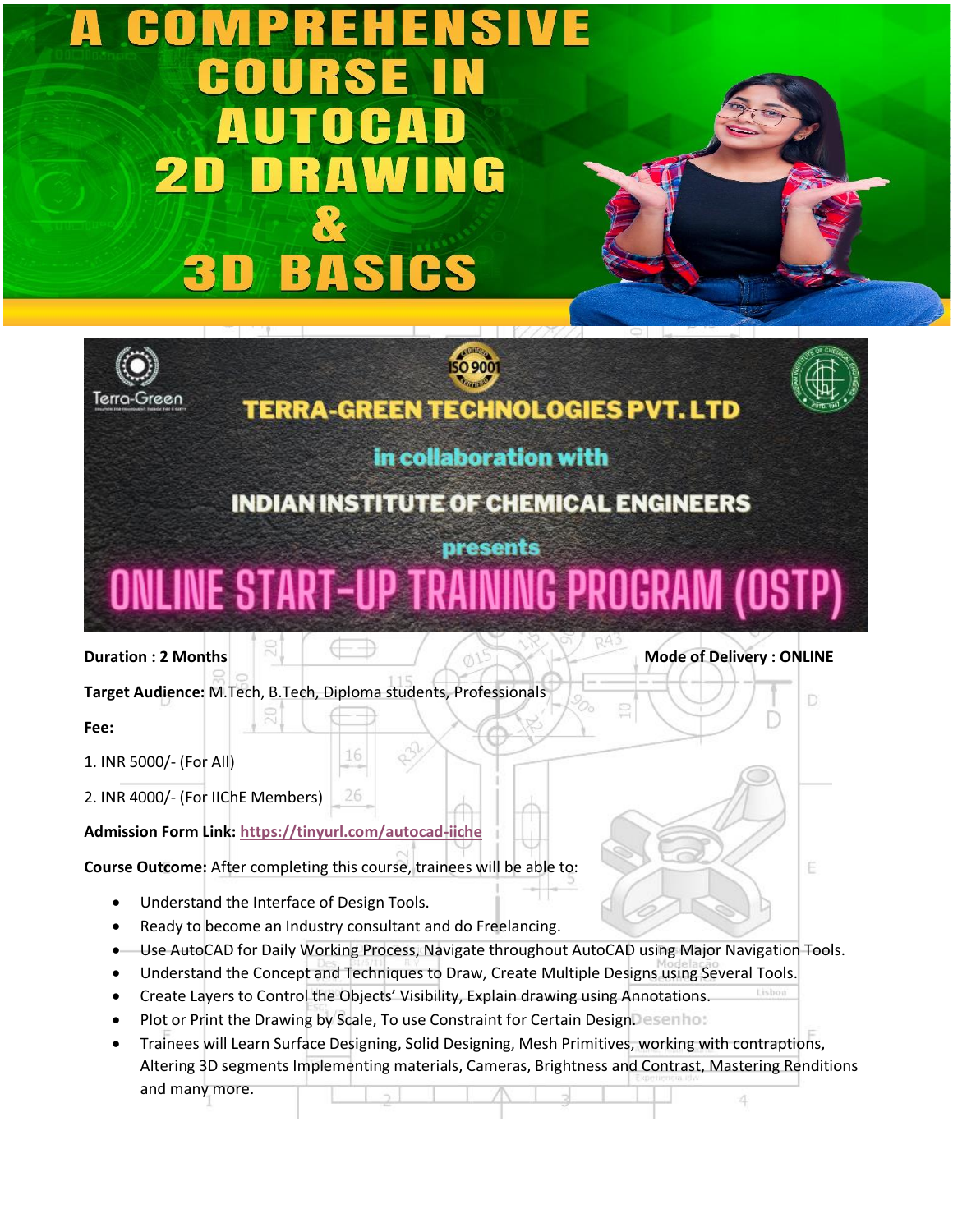# A COMPREHENSIVE COURSE IN AUTOCAD 2D DRAWING & 3D BASICS

## TERRA-GREEN TECHNOLOGIES PVT. LTD

in collaboration with

## INDIAN INSTITUTE OF CHEMICAL ENGINEERS

presents

# ONLINE START-UP TRAINING PROGRAM (OSTP)

**Duration : 2 Months**

**Mode of Delivery : ONLINE**

**Target Audience:** M.Tech, B.Tech, Diploma students, Professionals

**Fee:**

1. INR 5000/- (For All)
2. INR 4000/- (For IIChE Members)

**Admission Form Link:** https://tinyurl.com/autocad-iiche

**Course Outcome:** After completing this course, trainees will be able to:

- Understand the Interface of Design Tools.
- Ready to become an Industry consultant and do Freelancing.
- Use AutoCAD for Daily Working Process, Navigate throughout AutoCAD using Major Navigation Tools.
- Understand the Concept and Techniques to Draw, Create Multiple Designs using Several Tools.
- Create Layers to Control the Objects' Visibility, Explain drawing using Annotations.
- Plot or Print the Drawing by Scale, To use Constraint for Certain Design.
- Trainees will Learn Surface Designing, Solid Designing, Mesh Primitives, working with contraptions, Altering 3D segments Implementing materials, Cameras, Brightness and Contrast, Mastering Renditions and many more.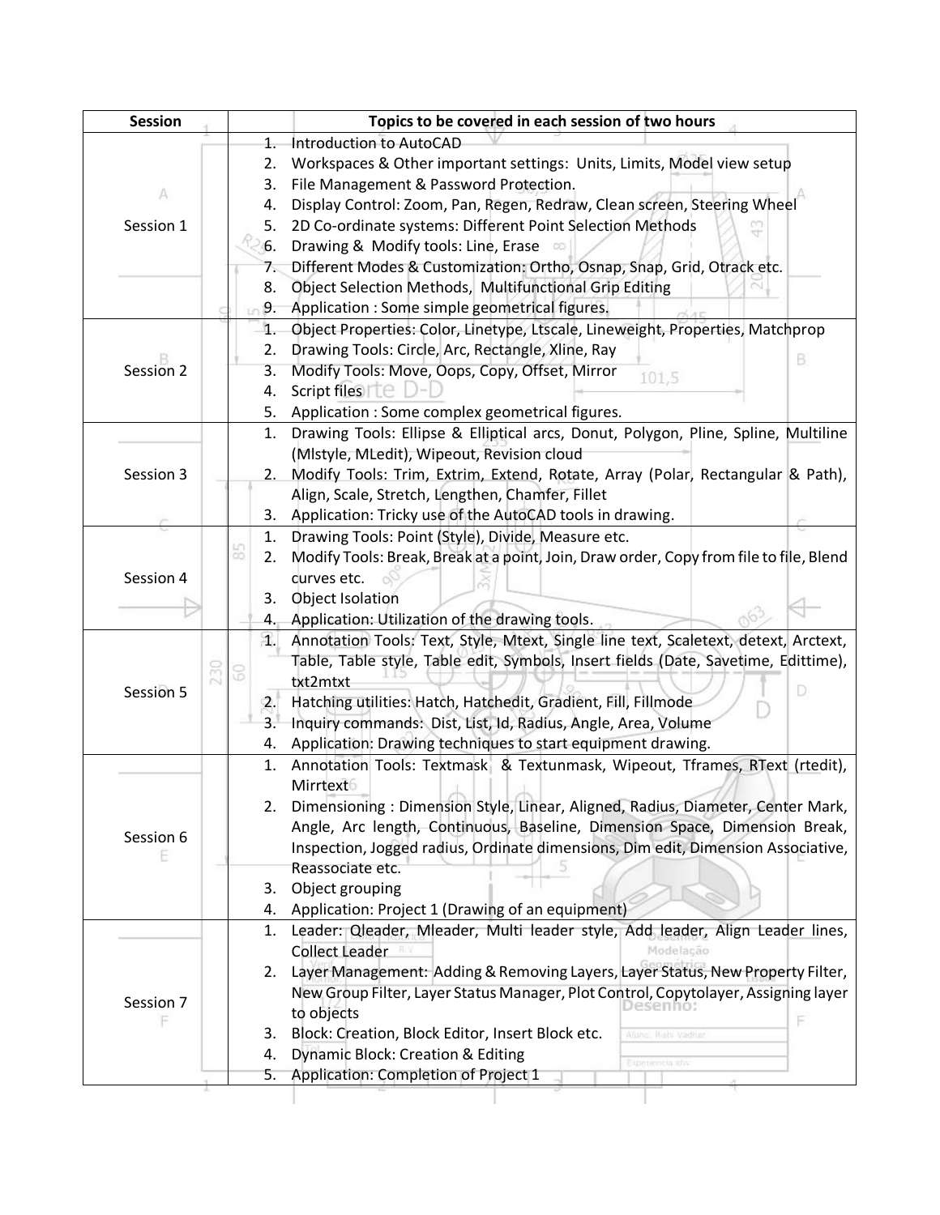| Session | Topics to be covered in each session of two hours |
|---|---|
| Session 1 | 1. Introduction to AutoCAD<br>2. Workspaces & Other important settings: Units, Limits, Model view setup<br>3. File Management & Password Protection.<br>4. Display Control: Zoom, Pan, Regen, Redraw, Clean screen, Steering Wheel<br>5. 2D Co-ordinate systems: Different Point Selection Methods<br>6. Drawing & Modify tools: Line, Erase<br>7. Different Modes & Customization: Ortho, Osnap, Snap, Grid, Otrack etc.<br>8. Object Selection Methods, Multifunctional Grip Editing<br>9. Application : Some simple geometrical figures. |
| Session 2 | 1. Object Properties: Color, Linetype, Ltscale, Lineweight, Properties, Matchprop<br>2. Drawing Tools: Circle, Arc, Rectangle, Xline, Ray<br>3. Modify Tools: Move, Oops, Copy, Offset, Mirror<br>4. Script files<br>5. Application : Some complex geometrical figures. |
| Session 3 | 1. Drawing Tools: Ellipse & Elliptical arcs, Donut, Polygon, Pline, Spline, Multiline (Mlstyle, MLedit), Wipeout, Revision cloud<br>2. Modify Tools: Trim, Extrim, Extend, Rotate, Array (Polar, Rectangular & Path), Align, Scale, Stretch, Lengthen, Chamfer, Fillet<br>3. Application: Tricky use of the AutoCAD tools in drawing. |
| Session 4 | 1. Drawing Tools: Point (Style), Divide, Measure etc.<br>2. Modify Tools: Break, Break at a point, Join, Draw order, Copy from file to file, Blend curves etc.<br>3. Object Isolation<br>4. Application: Utilization of the drawing tools. |
| Session 5 | 1. Annotation Tools: Text, Style, Mtext, Single line text, Scaletext, detext, Arctext, Table, Table style, Table edit, Symbols, Insert fields (Date, Savetime, Edittime), txt2mtxt<br>2. Hatching utilities: Hatch, Hatchedit, Gradient, Fill, Fillmode<br>3. Inquiry commands: Dist, List, Id, Radius, Angle, Area, Volume<br>4. Application: Drawing techniques to start equipment drawing. |
| Session 6 | 1. Annotation Tools: Textmask & Textunmask, Wipeout, Tframes, RText (rtedit), Mirrtext<br>2. Dimensioning : Dimension Style, Linear, Aligned, Radius, Diameter, Center Mark, Angle, Arc length, Continuous, Baseline, Dimension Space, Dimension Break, Inspection, Jogged radius, Ordinate dimensions, Dim edit, Dimension Associative, Reassociate etc.<br>3. Object grouping<br>4. Application: Project 1 (Drawing of an equipment) |
| Session 7 | 1. Leader: Qleader, Mleader, Multi leader style, Add leader, Align Leader lines, Collect Leader<br>2. Layer Management: Adding & Removing Layers, Layer Status, New Property Filter, New Group Filter, Layer Status Manager, Plot Control, Copytolayer, Assigning layer to objects<br>3. Block: Creation, Block Editor, Insert Block etc.<br>4. Dynamic Block: Creation & Editing<br>5. Application: Completion of Project 1 |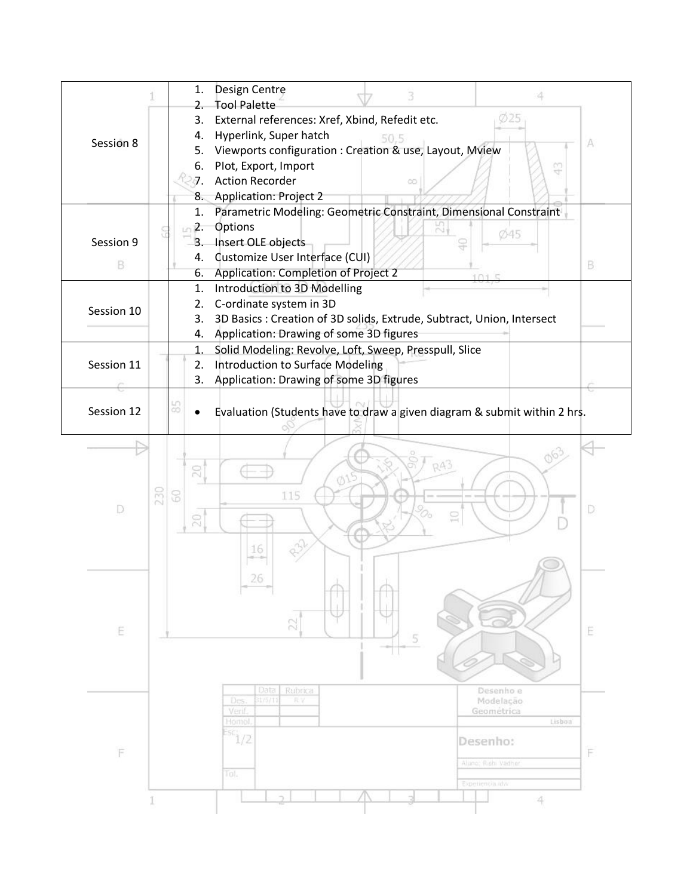| | |
|---|---|
| Session 8 | 1. Design Centre<br>2. Tool Palette<br>3. External references: Xref, Xbind, Refedit etc.<br>4. Hyperlink, Super hatch<br>5. Viewports configuration : Creation & use, Layout, Mview<br>6. Plot, Export, Import<br>7. Action Recorder<br>8. Application: Project 2 |
| Session 9 | 1. Parametric Modeling: Geometric Constraint, Dimensional Constraint<br>2. Options<br>3. Insert OLE objects<br>4. Customize User Interface (CUI)<br>6. Application: Completion of Project 2 |
| Session 10 | 1. Introduction to 3D Modelling<br>2. C-ordinate system in 3D<br>3. 3D Basics : Creation of 3D solids, Extrude, Subtract, Union, Intersect<br>4. Application: Drawing of some 3D figures |
| Session 11 | 1. Solid Modeling: Revolve, Loft, Sweep, Presspull, Slice<br>2. Introduction to Surface Modeling<br>3. Application: Drawing of some 3D figures |
| Session 12 | • Evaluation (Students have to draw a given diagram & submit within 2 hrs. |